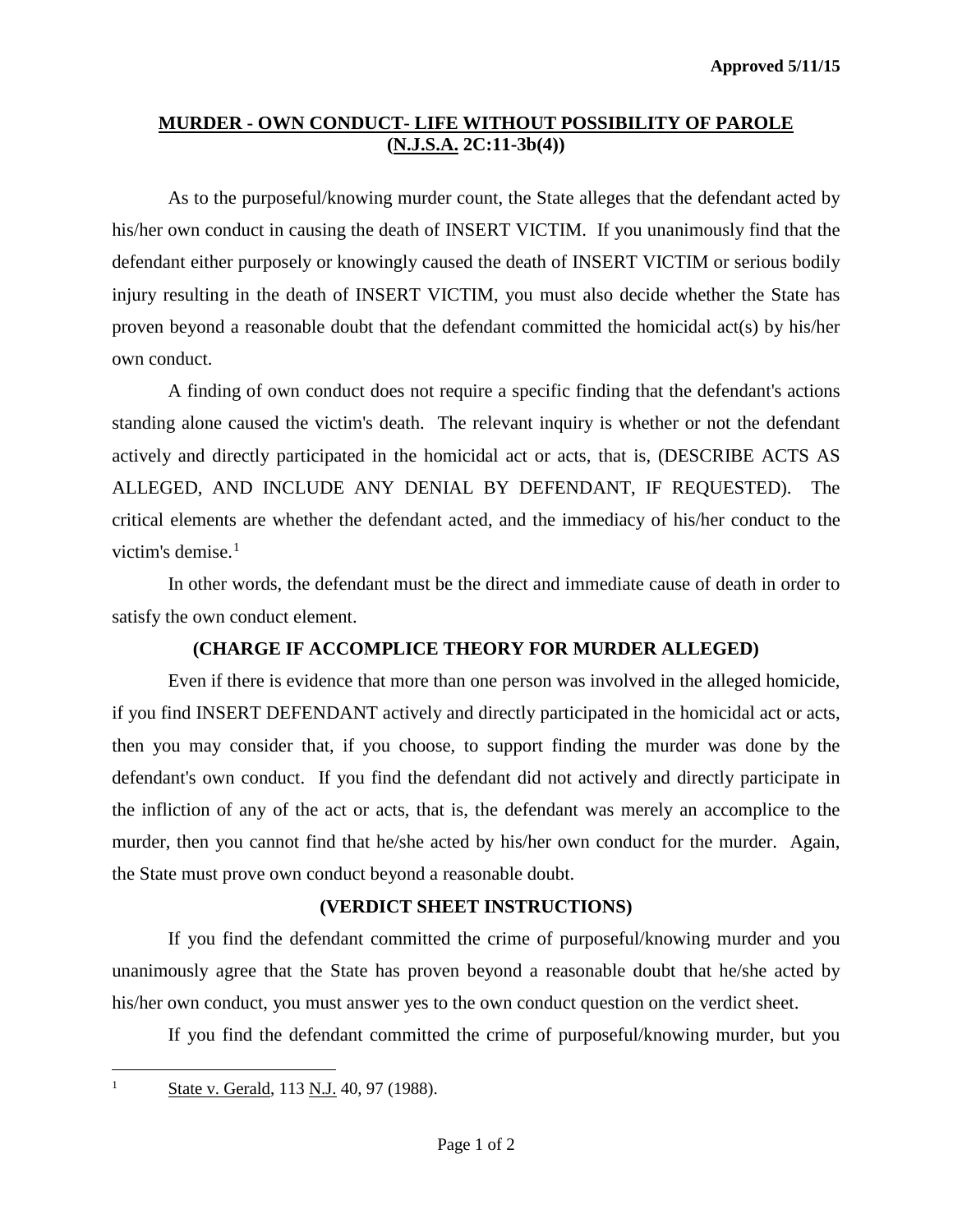Approved 5/11/15

## MURDER - OWN CONDUCT- LIFE WITHOUT POSSIBILITY OF PAROLE (N.J.S.A. 2C:11-3b(4))

As to the purposeful/knowing murder count, the State alleges that the defendant acted by his/her own conduct in causing the death of INSERT VICTIM. If you unanimously find that the defendant either purposely or knowingly caused the death of INSERT VICTIM or serious bodily injury resulting in the death of INSERT VICTIM, you must also decide whether the State has proven beyond a reasonable doubt that the defendant committed the homicidal act(s) by his/her own conduct.

A finding of own conduct does not require a specific finding that the defendant's actions standing alone caused the victim's death. The relevant inquiry is whether or not the defendant actively and directly participated in the homicidal act or acts, that is, (DESCRIBE ACTS AS ALLEGED, AND INCLUDE ANY DENIAL BY DEFENDANT, IF REQUESTED). The critical elements are whether the defendant acted, and the immediacy of his/her conduct to the victim's demise.[1]

In other words, the defendant must be the direct and immediate cause of death in order to satisfy the own conduct element.

**(CHARGE IF ACCOMPLICE THEORY FOR MURDER ALLEGED)**

Even if there is evidence that more than one person was involved in the alleged homicide, if you find INSERT DEFENDANT actively and directly participated in the homicidal act or acts, then you may consider that, if you choose, to support finding the murder was done by the defendant's own conduct. If you find the defendant did not actively and directly participate in the infliction of any of the act or acts, that is, the defendant was merely an accomplice to the murder, then you cannot find that he/she acted by his/her own conduct for the murder. Again, the State must prove own conduct beyond a reasonable doubt.

**(VERDICT SHEET INSTRUCTIONS)**

If you find the defendant committed the crime of purposeful/knowing murder and you unanimously agree that the State has proven beyond a reasonable doubt that he/she acted by his/her own conduct, you must answer yes to the own conduct question on the verdict sheet.

If you find the defendant committed the crime of purposeful/knowing murder, but you

---

[1] State v. Gerald, 113 N.J. 40, 97 (1988).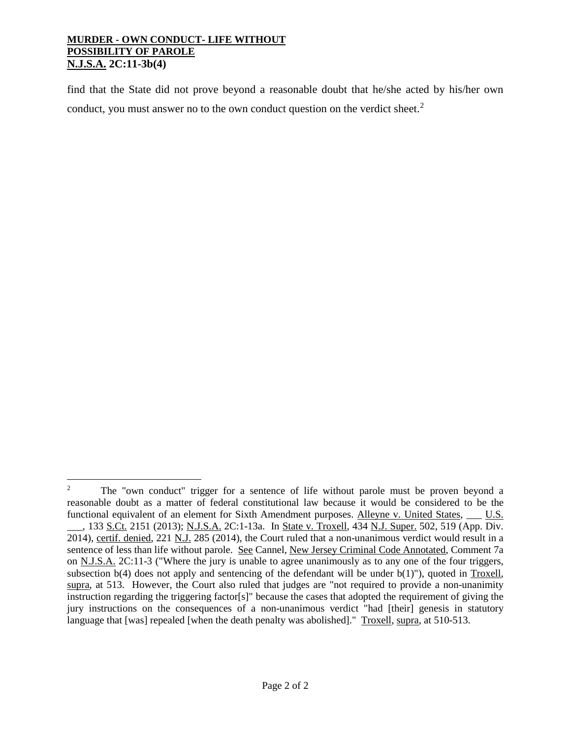find that the State did not prove beyond a reasonable doubt that he/she acted by his/her own conduct, you must answer no to the own conduct question on the verdict sheet.[2]

---

[2] The "own conduct" trigger for a sentence of life without parole must be proven beyond a reasonable doubt as a matter of federal constitutional law because it would be considered to be the functional equivalent of an element for Sixth Amendment purposes. Alleyne v. United States, ___ U.S. ___, 133 S.Ct. 2151 (2013); N.J.S.A. 2C:1-13a. In State v. Troxell, 434 N.J. Super. 502, 519 (App. Div. 2014), certif. denied, 221 N.J. 285 (2014), the Court ruled that a non-unanimous verdict would result in a sentence of less than life without parole. See Cannel, New Jersey Criminal Code Annotated, Comment 7a on N.J.S.A. 2C:11-3 ("Where the jury is unable to agree unanimously as to any one of the four triggers, subsection b(4) does not apply and sentencing of the defendant will be under b(1)"), quoted in Troxell, supra, at 513. However, the Court also ruled that judges are "not required to provide a non-unanimity instruction regarding the triggering factor[s]" because the cases that adopted the requirement of giving the jury instructions on the consequences of a non-unanimous verdict "had [their] genesis in statutory language that [was] repealed [when the death penalty was abolished]." Troxell, supra, at 510-513.